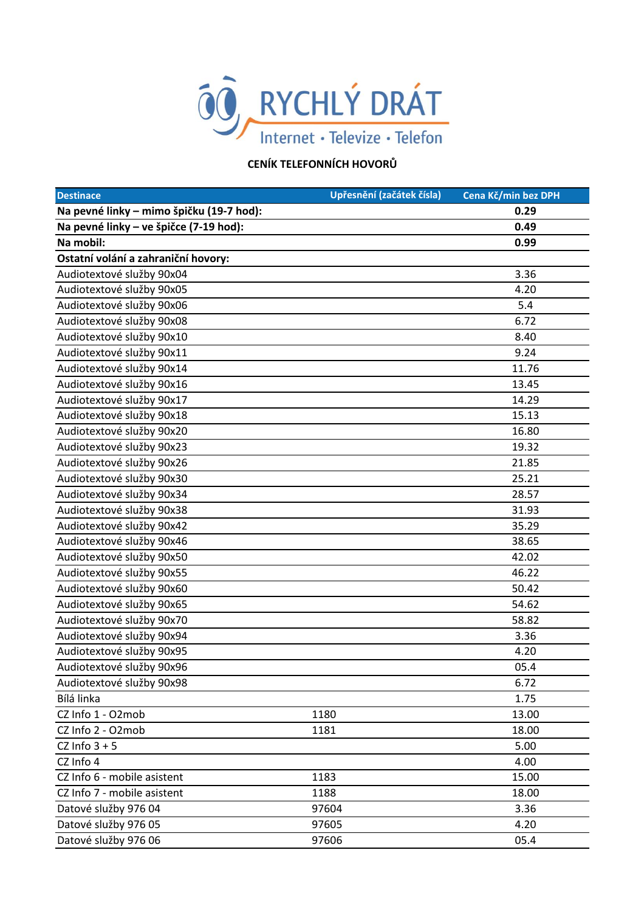RYCHLÝ DRÁT

Internet • Televize • Telefon

## CENÍK TELEFONNÍCH HOVORŮ

| Destinace | Upřesnění (začátek čísla) | Cena Kč/min bez DPH |
|---|---|---|
| **Na pevné linky – mimo špičku (19-7 hod):** | | **0.29** |
| **Na pevné linky – ve špičce (7-19 hod):** | | **0.49** |
| **Na mobil:** | | **0.99** |
| **Ostatní volání a zahraniční hovory:** | | |
| Audiotextové služby 90x04 | | 3.36 |
| Audiotextové služby 90x05 | | 4.20 |
| Audiotextové služby 90x06 | | 5.4 |
| Audiotextové služby 90x08 | | 6.72 |
| Audiotextové služby 90x10 | | 8.40 |
| Audiotextové služby 90x11 | | 9.24 |
| Audiotextové služby 90x14 | | 11.76 |
| Audiotextové služby 90x16 | | 13.45 |
| Audiotextové služby 90x17 | | 14.29 |
| Audiotextové služby 90x18 | | 15.13 |
| Audiotextové služby 90x20 | | 16.80 |
| Audiotextové služby 90x23 | | 19.32 |
| Audiotextové služby 90x26 | | 21.85 |
| Audiotextové služby 90x30 | | 25.21 |
| Audiotextové služby 90x34 | | 28.57 |
| Audiotextové služby 90x38 | | 31.93 |
| Audiotextové služby 90x42 | | 35.29 |
| Audiotextové služby 90x46 | | 38.65 |
| Audiotextové služby 90x50 | | 42.02 |
| Audiotextové služby 90x55 | | 46.22 |
| Audiotextové služby 90x60 | | 50.42 |
| Audiotextové služby 90x65 | | 54.62 |
| Audiotextové služby 90x70 | | 58.82 |
| Audiotextové služby 90x94 | | 3.36 |
| Audiotextové služby 90x95 | | 4.20 |
| Audiotextové služby 90x96 | | 05.4 |
| Audiotextové služby 90x98 | | 6.72 |
| Bílá linka | | 1.75 |
| CZ Info 1 - O2mob | 1180 | 13.00 |
| CZ Info 2 - O2mob | 1181 | 18.00 |
| CZ Info 3 + 5 | | 5.00 |
| CZ Info 4 | | 4.00 |
| CZ Info 6 - mobile asistent | 1183 | 15.00 |
| CZ Info 7 - mobile asistent | 1188 | 18.00 |
| Datové služby 976 04 | 97604 | 3.36 |
| Datové služby 976 05 | 97605 | 4.20 |
| Datové služby 976 06 | 97606 | 05.4 |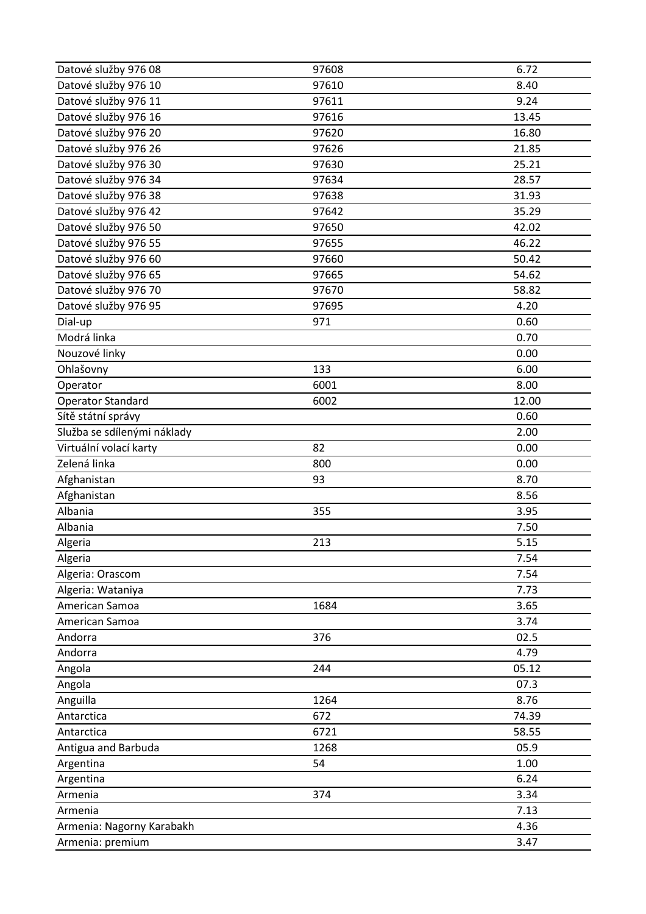| Datové služby 976 08 | 97608 | 6.72 |
|---|---|---|
| Datové služby 976 10 | 97610 | 8.40 |
| Datové služby 976 11 | 97611 | 9.24 |
| Datové služby 976 16 | 97616 | 13.45 |
| Datové služby 976 20 | 97620 | 16.80 |
| Datové služby 976 26 | 97626 | 21.85 |
| Datové služby 976 30 | 97630 | 25.21 |
| Datové služby 976 34 | 97634 | 28.57 |
| Datové služby 976 38 | 97638 | 31.93 |
| Datové služby 976 42 | 97642 | 35.29 |
| Datové služby 976 50 | 97650 | 42.02 |
| Datové služby 976 55 | 97655 | 46.22 |
| Datové služby 976 60 | 97660 | 50.42 |
| Datové služby 976 65 | 97665 | 54.62 |
| Datové služby 976 70 | 97670 | 58.82 |
| Datové služby 976 95 | 97695 | 4.20 |
| Dial-up | 971 | 0.60 |
| Modrá linka | | 0.70 |
| Nouzové linky | | 0.00 |
| Ohlašovny | 133 | 6.00 |
| Operator | 6001 | 8.00 |
| Operator Standard | 6002 | 12.00 |
| Sítě státní správy | | 0.60 |
| Služba se sdílenými náklady | | 2.00 |
| Virtuální volací karty | 82 | 0.00 |
| Zelená linka | 800 | 0.00 |
| Afghanistan | 93 | 8.70 |
| Afghanistan | | 8.56 |
| Albania | 355 | 3.95 |
| Albania | | 7.50 |
| Algeria | 213 | 5.15 |
| Algeria | | 7.54 |
| Algeria: Orascom | | 7.54 |
| Algeria: Wataniya | | 7.73 |
| American Samoa | 1684 | 3.65 |
| American Samoa | | 3.74 |
| Andorra | 376 | 02.5 |
| Andorra | | 4.79 |
| Angola | 244 | 05.12 |
| Angola | | 07.3 |
| Anguilla | 1264 | 8.76 |
| Antarctica | 672 | 74.39 |
| Antarctica | 6721 | 58.55 |
| Antigua and Barbuda | 1268 | 05.9 |
| Argentina | 54 | 1.00 |
| Argentina | | 6.24 |
| Armenia | 374 | 3.34 |
| Armenia | | 7.13 |
| Armenia: Nagorny Karabakh | | 4.36 |
| Armenia: premium | | 3.47 |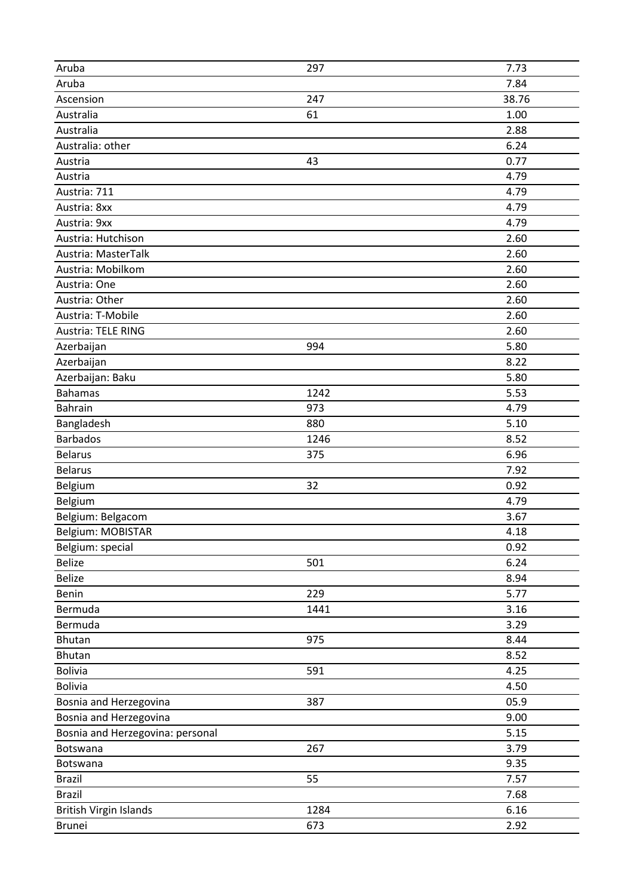| | | |
|---|---|---|
| Aruba | 297 | 7.73 |
| Aruba | | 7.84 |
| Ascension | 247 | 38.76 |
| Australia | 61 | 1.00 |
| Australia | | 2.88 |
| Australia: other | | 6.24 |
| Austria | 43 | 0.77 |
| Austria | | 4.79 |
| Austria: 711 | | 4.79 |
| Austria: 8xx | | 4.79 |
| Austria: 9xx | | 4.79 |
| Austria: Hutchison | | 2.60 |
| Austria: MasterTalk | | 2.60 |
| Austria: Mobilkom | | 2.60 |
| Austria: One | | 2.60 |
| Austria: Other | | 2.60 |
| Austria: T-Mobile | | 2.60 |
| Austria: TELE RING | | 2.60 |
| Azerbaijan | 994 | 5.80 |
| Azerbaijan | | 8.22 |
| Azerbaijan: Baku | | 5.80 |
| Bahamas | 1242 | 5.53 |
| Bahrain | 973 | 4.79 |
| Bangladesh | 880 | 5.10 |
| Barbados | 1246 | 8.52 |
| Belarus | 375 | 6.96 |
| Belarus | | 7.92 |
| Belgium | 32 | 0.92 |
| Belgium | | 4.79 |
| Belgium: Belgacom | | 3.67 |
| Belgium: MOBISTAR | | 4.18 |
| Belgium: special | | 0.92 |
| Belize | 501 | 6.24 |
| Belize | | 8.94 |
| Benin | 229 | 5.77 |
| Bermuda | 1441 | 3.16 |
| Bermuda | | 3.29 |
| Bhutan | 975 | 8.44 |
| Bhutan | | 8.52 |
| Bolivia | 591 | 4.25 |
| Bolivia | | 4.50 |
| Bosnia and Herzegovina | 387 | 05.9 |
| Bosnia and Herzegovina | | 9.00 |
| Bosnia and Herzegovina: personal | | 5.15 |
| Botswana | 267 | 3.79 |
| Botswana | | 9.35 |
| Brazil | 55 | 7.57 |
| Brazil | | 7.68 |
| British Virgin Islands | 1284 | 6.16 |
| Brunei | 673 | 2.92 |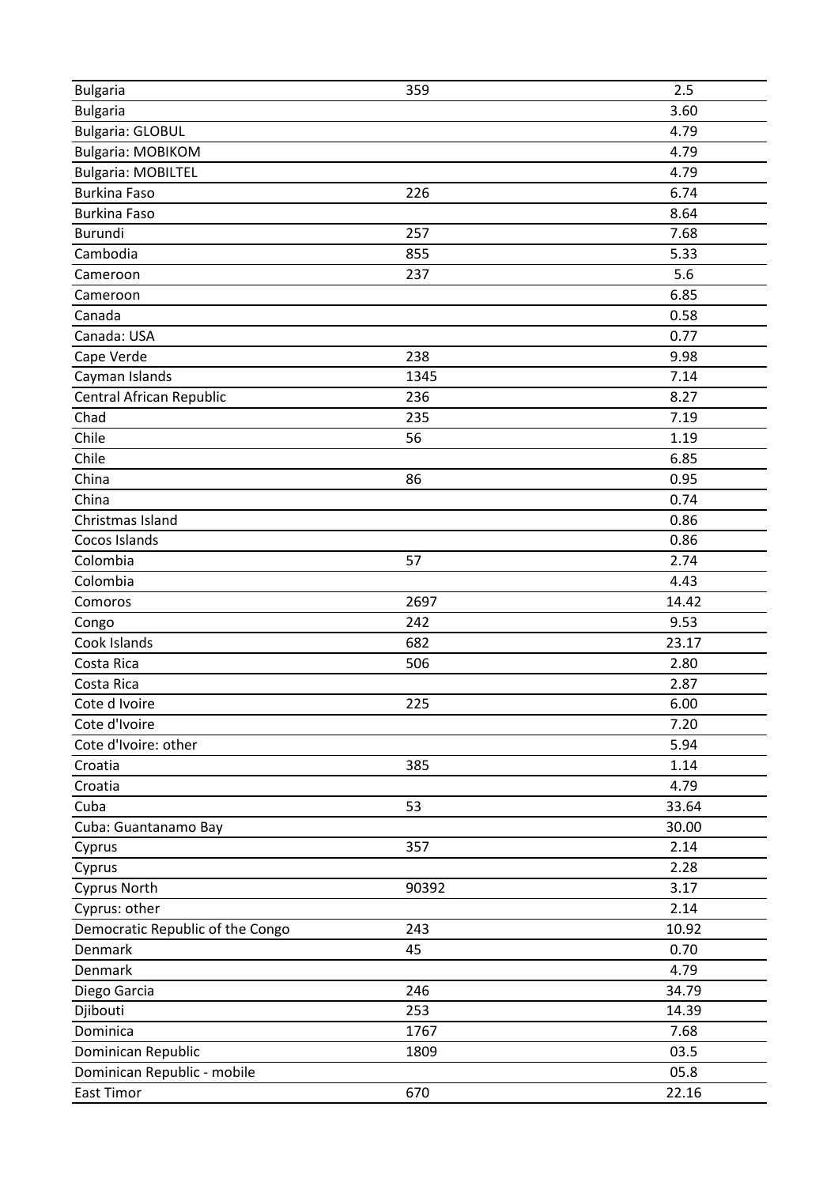| Bulgaria | 359 | 2.5 |
|---|---|---|
| Bulgaria | | 3.60 |
| Bulgaria: GLOBUL | | 4.79 |
| Bulgaria: MOBIKOM | | 4.79 |
| Bulgaria: MOBILTEL | | 4.79 |
| Burkina Faso | 226 | 6.74 |
| Burkina Faso | | 8.64 |
| Burundi | 257 | 7.68 |
| Cambodia | 855 | 5.33 |
| Cameroon | 237 | 5.6 |
| Cameroon | | 6.85 |
| Canada | | 0.58 |
| Canada: USA | | 0.77 |
| Cape Verde | 238 | 9.98 |
| Cayman Islands | 1345 | 7.14 |
| Central African Republic | 236 | 8.27 |
| Chad | 235 | 7.19 |
| Chile | 56 | 1.19 |
| Chile | | 6.85 |
| China | 86 | 0.95 |
| China | | 0.74 |
| Christmas Island | | 0.86 |
| Cocos Islands | | 0.86 |
| Colombia | 57 | 2.74 |
| Colombia | | 4.43 |
| Comoros | 2697 | 14.42 |
| Congo | 242 | 9.53 |
| Cook Islands | 682 | 23.17 |
| Costa Rica | 506 | 2.80 |
| Costa Rica | | 2.87 |
| Cote d Ivoire | 225 | 6.00 |
| Cote d'Ivoire | | 7.20 |
| Cote d'Ivoire: other | | 5.94 |
| Croatia | 385 | 1.14 |
| Croatia | | 4.79 |
| Cuba | 53 | 33.64 |
| Cuba: Guantanamo Bay | | 30.00 |
| Cyprus | 357 | 2.14 |
| Cyprus | | 2.28 |
| Cyprus North | 90392 | 3.17 |
| Cyprus: other | | 2.14 |
| Democratic Republic of the Congo | 243 | 10.92 |
| Denmark | 45 | 0.70 |
| Denmark | | 4.79 |
| Diego Garcia | 246 | 34.79 |
| Djibouti | 253 | 14.39 |
| Dominica | 1767 | 7.68 |
| Dominican Republic | 1809 | 03.5 |
| Dominican Republic - mobile | | 05.8 |
| East Timor | 670 | 22.16 |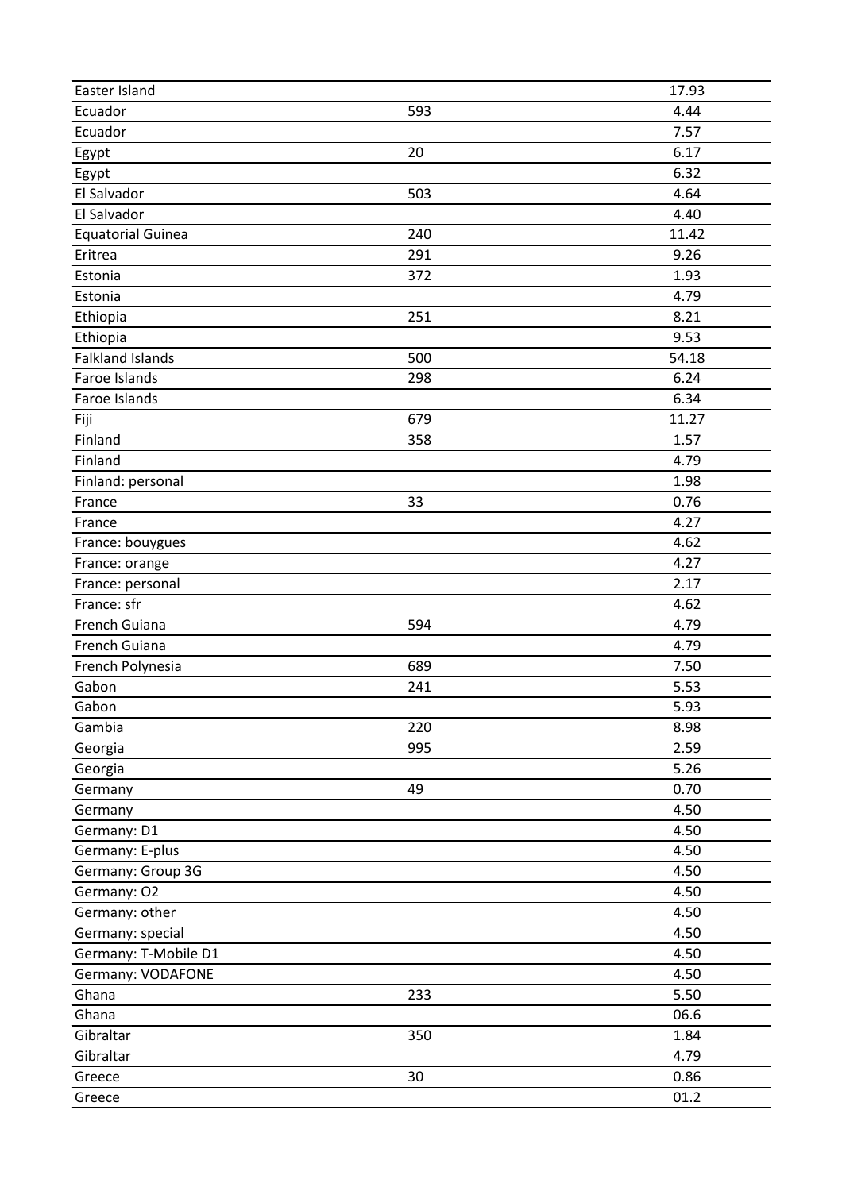| | | |
|---|---|---|
| Easter Island | | 17.93 |
| Ecuador | 593 | 4.44 |
| Ecuador | | 7.57 |
| Egypt | 20 | 6.17 |
| Egypt | | 6.32 |
| El Salvador | 503 | 4.64 |
| El Salvador | | 4.40 |
| Equatorial Guinea | 240 | 11.42 |
| Eritrea | 291 | 9.26 |
| Estonia | 372 | 1.93 |
| Estonia | | 4.79 |
| Ethiopia | 251 | 8.21 |
| Ethiopia | | 9.53 |
| Falkland Islands | 500 | 54.18 |
| Faroe Islands | 298 | 6.24 |
| Faroe Islands | | 6.34 |
| Fiji | 679 | 11.27 |
| Finland | 358 | 1.57 |
| Finland | | 4.79 |
| Finland: personal | | 1.98 |
| France | 33 | 0.76 |
| France | | 4.27 |
| France: bouygues | | 4.62 |
| France: orange | | 4.27 |
| France: personal | | 2.17 |
| France: sfr | | 4.62 |
| French Guiana | 594 | 4.79 |
| French Guiana | | 4.79 |
| French Polynesia | 689 | 7.50 |
| Gabon | 241 | 5.53 |
| Gabon | | 5.93 |
| Gambia | 220 | 8.98 |
| Georgia | 995 | 2.59 |
| Georgia | | 5.26 |
| Germany | 49 | 0.70 |
| Germany | | 4.50 |
| Germany: D1 | | 4.50 |
| Germany: E-plus | | 4.50 |
| Germany: Group 3G | | 4.50 |
| Germany: O2 | | 4.50 |
| Germany: other | | 4.50 |
| Germany: special | | 4.50 |
| Germany: T-Mobile D1 | | 4.50 |
| Germany: VODAFONE | | 4.50 |
| Ghana | 233 | 5.50 |
| Ghana | | 06.6 |
| Gibraltar | 350 | 1.84 |
| Gibraltar | | 4.79 |
| Greece | 30 | 0.86 |
| Greece | | 01.2 |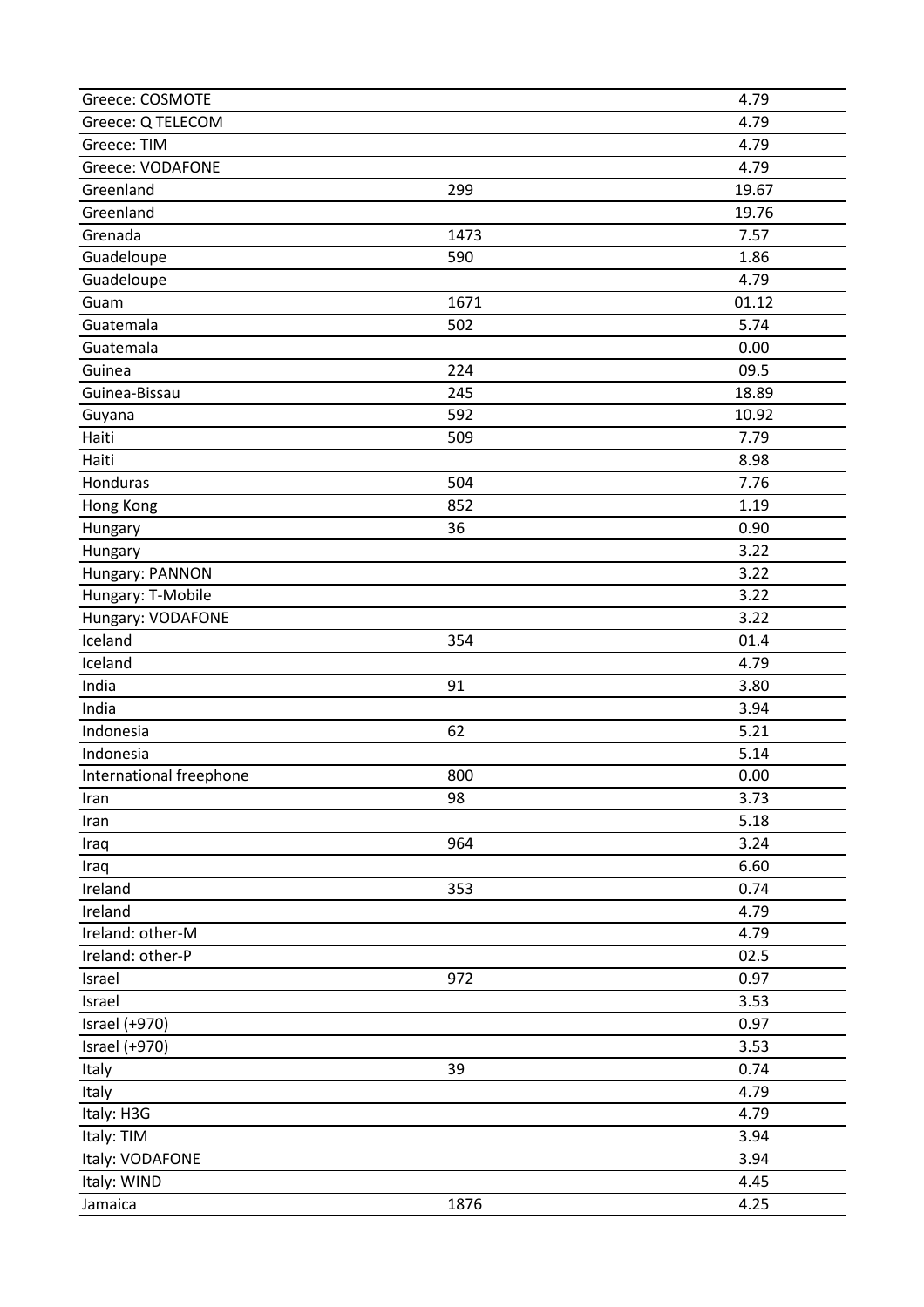| | | |
|---|---|---|
| Greece: COSMOTE | | 4.79 |
| Greece: Q TELECOM | | 4.79 |
| Greece: TIM | | 4.79 |
| Greece: VODAFONE | | 4.79 |
| Greenland | 299 | 19.67 |
| Greenland | | 19.76 |
| Grenada | 1473 | 7.57 |
| Guadeloupe | 590 | 1.86 |
| Guadeloupe | | 4.79 |
| Guam | 1671 | 01.12 |
| Guatemala | 502 | 5.74 |
| Guatemala | | 0.00 |
| Guinea | 224 | 09.5 |
| Guinea-Bissau | 245 | 18.89 |
| Guyana | 592 | 10.92 |
| Haiti | 509 | 7.79 |
| Haiti | | 8.98 |
| Honduras | 504 | 7.76 |
| Hong Kong | 852 | 1.19 |
| Hungary | 36 | 0.90 |
| Hungary | | 3.22 |
| Hungary: PANNON | | 3.22 |
| Hungary: T-Mobile | | 3.22 |
| Hungary: VODAFONE | | 3.22 |
| Iceland | 354 | 01.4 |
| Iceland | | 4.79 |
| India | 91 | 3.80 |
| India | | 3.94 |
| Indonesia | 62 | 5.21 |
| Indonesia | | 5.14 |
| International freephone | 800 | 0.00 |
| Iran | 98 | 3.73 |
| Iran | | 5.18 |
| Iraq | 964 | 3.24 |
| Iraq | | 6.60 |
| Ireland | 353 | 0.74 |
| Ireland | | 4.79 |
| Ireland: other-M | | 4.79 |
| Ireland: other-P | | 02.5 |
| Israel | 972 | 0.97 |
| Israel | | 3.53 |
| Israel (+970) | | 0.97 |
| Israel (+970) | | 3.53 |
| Italy | 39 | 0.74 |
| Italy | | 4.79 |
| Italy: H3G | | 4.79 |
| Italy: TIM | | 3.94 |
| Italy: VODAFONE | | 3.94 |
| Italy: WIND | | 4.45 |
| Jamaica | 1876 | 4.25 |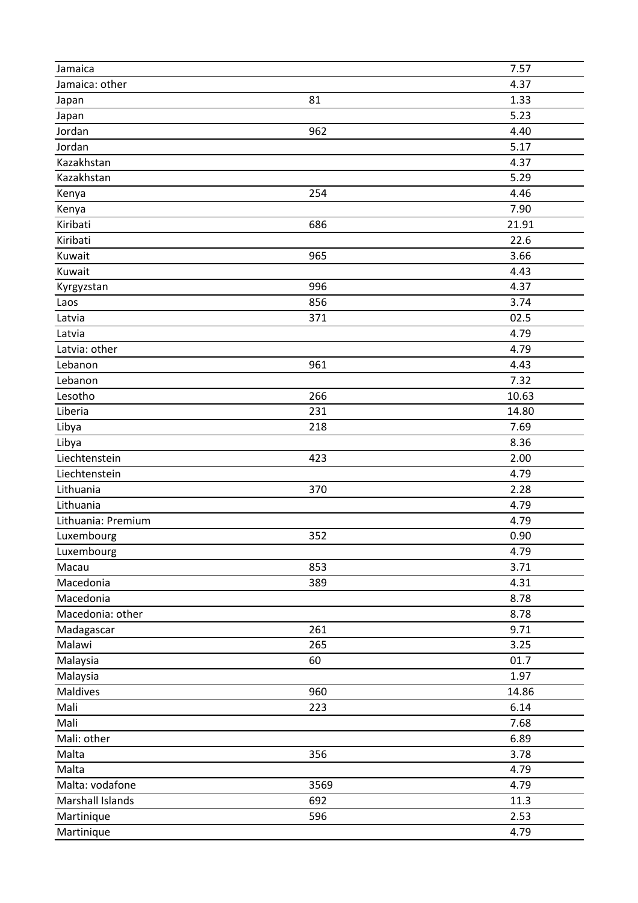| | | |
|---|---|---|
| Jamaica | | 7.57 |
| Jamaica: other | | 4.37 |
| Japan | 81 | 1.33 |
| Japan | | 5.23 |
| Jordan | 962 | 4.40 |
| Jordan | | 5.17 |
| Kazakhstan | | 4.37 |
| Kazakhstan | | 5.29 |
| Kenya | 254 | 4.46 |
| Kenya | | 7.90 |
| Kiribati | 686 | 21.91 |
| Kiribati | | 22.6 |
| Kuwait | 965 | 3.66 |
| Kuwait | | 4.43 |
| Kyrgyzstan | 996 | 4.37 |
| Laos | 856 | 3.74 |
| Latvia | 371 | 02.5 |
| Latvia | | 4.79 |
| Latvia: other | | 4.79 |
| Lebanon | 961 | 4.43 |
| Lebanon | | 7.32 |
| Lesotho | 266 | 10.63 |
| Liberia | 231 | 14.80 |
| Libya | 218 | 7.69 |
| Libya | | 8.36 |
| Liechtenstein | 423 | 2.00 |
| Liechtenstein | | 4.79 |
| Lithuania | 370 | 2.28 |
| Lithuania | | 4.79 |
| Lithuania: Premium | | 4.79 |
| Luxembourg | 352 | 0.90 |
| Luxembourg | | 4.79 |
| Macau | 853 | 3.71 |
| Macedonia | 389 | 4.31 |
| Macedonia | | 8.78 |
| Macedonia: other | | 8.78 |
| Madagascar | 261 | 9.71 |
| Malawi | 265 | 3.25 |
| Malaysia | 60 | 01.7 |
| Malaysia | | 1.97 |
| Maldives | 960 | 14.86 |
| Mali | 223 | 6.14 |
| Mali | | 7.68 |
| Mali: other | | 6.89 |
| Malta | 356 | 3.78 |
| Malta | | 4.79 |
| Malta: vodafone | 3569 | 4.79 |
| Marshall Islands | 692 | 11.3 |
| Martinique | 596 | 2.53 |
| Martinique | | 4.79 |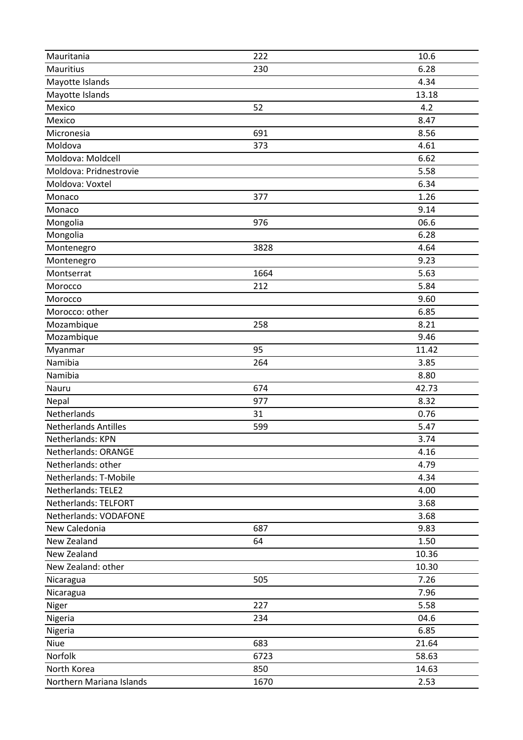| Mauritania | 222 | 10.6 |
|---|---|---|
| Mauritius | 230 | 6.28 |
| Mayotte Islands | | 4.34 |
| Mayotte Islands | | 13.18 |
| Mexico | 52 | 4.2 |
| Mexico | | 8.47 |
| Micronesia | 691 | 8.56 |
| Moldova | 373 | 4.61 |
| Moldova: Moldcell | | 6.62 |
| Moldova: Pridnestrovie | | 5.58 |
| Moldova: Voxtel | | 6.34 |
| Monaco | 377 | 1.26 |
| Monaco | | 9.14 |
| Mongolia | 976 | 06.6 |
| Mongolia | | 6.28 |
| Montenegro | 3828 | 4.64 |
| Montenegro | | 9.23 |
| Montserrat | 1664 | 5.63 |
| Morocco | 212 | 5.84 |
| Morocco | | 9.60 |
| Morocco: other | | 6.85 |
| Mozambique | 258 | 8.21 |
| Mozambique | | 9.46 |
| Myanmar | 95 | 11.42 |
| Namibia | 264 | 3.85 |
| Namibia | | 8.80 |
| Nauru | 674 | 42.73 |
| Nepal | 977 | 8.32 |
| Netherlands | 31 | 0.76 |
| Netherlands Antilles | 599 | 5.47 |
| Netherlands: KPN | | 3.74 |
| Netherlands: ORANGE | | 4.16 |
| Netherlands: other | | 4.79 |
| Netherlands: T-Mobile | | 4.34 |
| Netherlands: TELE2 | | 4.00 |
| Netherlands: TELFORT | | 3.68 |
| Netherlands: VODAFONE | | 3.68 |
| New Caledonia | 687 | 9.83 |
| New Zealand | 64 | 1.50 |
| New Zealand | | 10.36 |
| New Zealand: other | | 10.30 |
| Nicaragua | 505 | 7.26 |
| Nicaragua | | 7.96 |
| Niger | 227 | 5.58 |
| Nigeria | 234 | 04.6 |
| Nigeria | | 6.85 |
| Niue | 683 | 21.64 |
| Norfolk | 6723 | 58.63 |
| North Korea | 850 | 14.63 |
| Northern Mariana Islands | 1670 | 2.53 |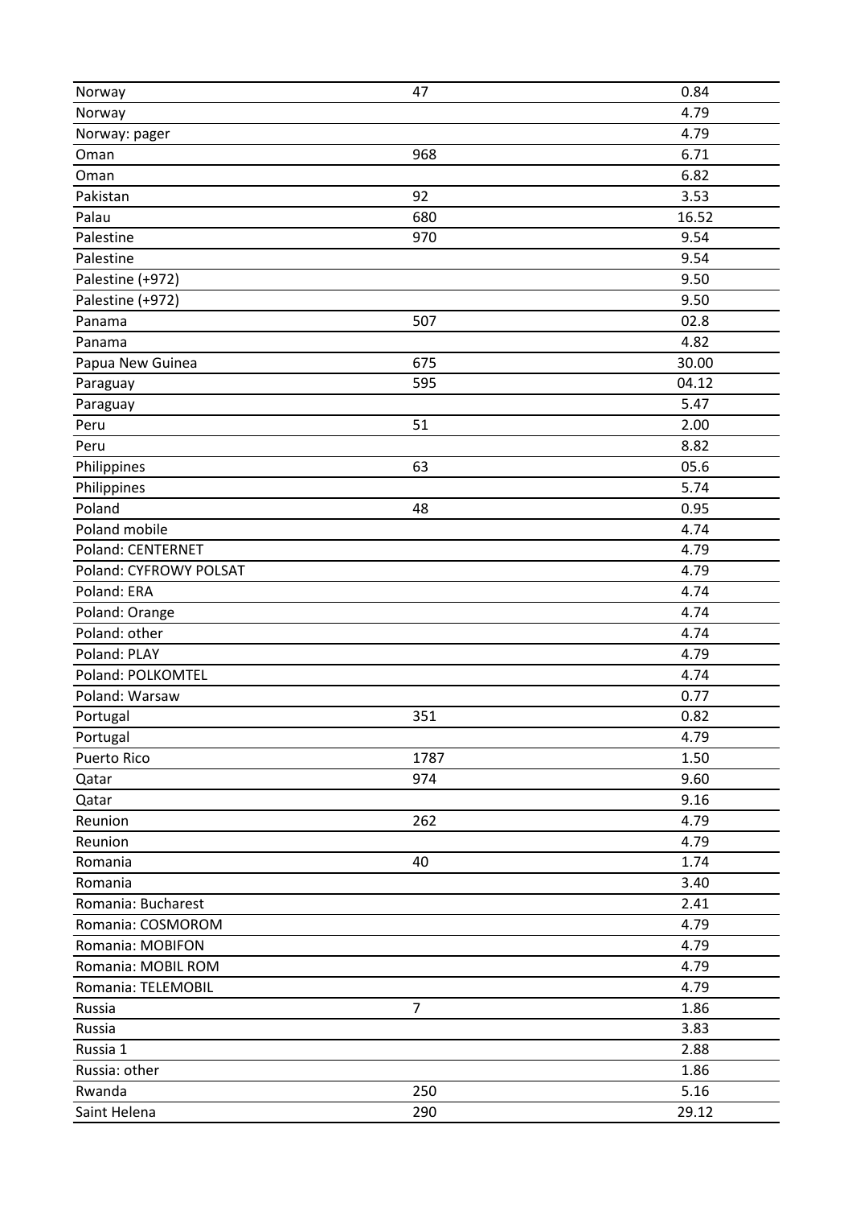| | | |
|---|---|---|
| Norway | 47 | 0.84 |
| Norway | | 4.79 |
| Norway: pager | | 4.79 |
| Oman | 968 | 6.71 |
| Oman | | 6.82 |
| Pakistan | 92 | 3.53 |
| Palau | 680 | 16.52 |
| Palestine | 970 | 9.54 |
| Palestine | | 9.54 |
| Palestine (+972) | | 9.50 |
| Palestine (+972) | | 9.50 |
| Panama | 507 | 02.8 |
| Panama | | 4.82 |
| Papua New Guinea | 675 | 30.00 |
| Paraguay | 595 | 04.12 |
| Paraguay | | 5.47 |
| Peru | 51 | 2.00 |
| Peru | | 8.82 |
| Philippines | 63 | 05.6 |
| Philippines | | 5.74 |
| Poland | 48 | 0.95 |
| Poland mobile | | 4.74 |
| Poland: CENTERNET | | 4.79 |
| Poland: CYFROWY POLSAT | | 4.79 |
| Poland: ERA | | 4.74 |
| Poland: Orange | | 4.74 |
| Poland: other | | 4.74 |
| Poland: PLAY | | 4.79 |
| Poland: POLKOMTEL | | 4.74 |
| Poland: Warsaw | | 0.77 |
| Portugal | 351 | 0.82 |
| Portugal | | 4.79 |
| Puerto Rico | 1787 | 1.50 |
| Qatar | 974 | 9.60 |
| Qatar | | 9.16 |
| Reunion | 262 | 4.79 |
| Reunion | | 4.79 |
| Romania | 40 | 1.74 |
| Romania | | 3.40 |
| Romania: Bucharest | | 2.41 |
| Romania: COSMOROM | | 4.79 |
| Romania: MOBIFON | | 4.79 |
| Romania: MOBIL ROM | | 4.79 |
| Romania: TELEMOBIL | | 4.79 |
| Russia | 7 | 1.86 |
| Russia | | 3.83 |
| Russia 1 | | 2.88 |
| Russia: other | | 1.86 |
| Rwanda | 250 | 5.16 |
| Saint Helena | 290 | 29.12 |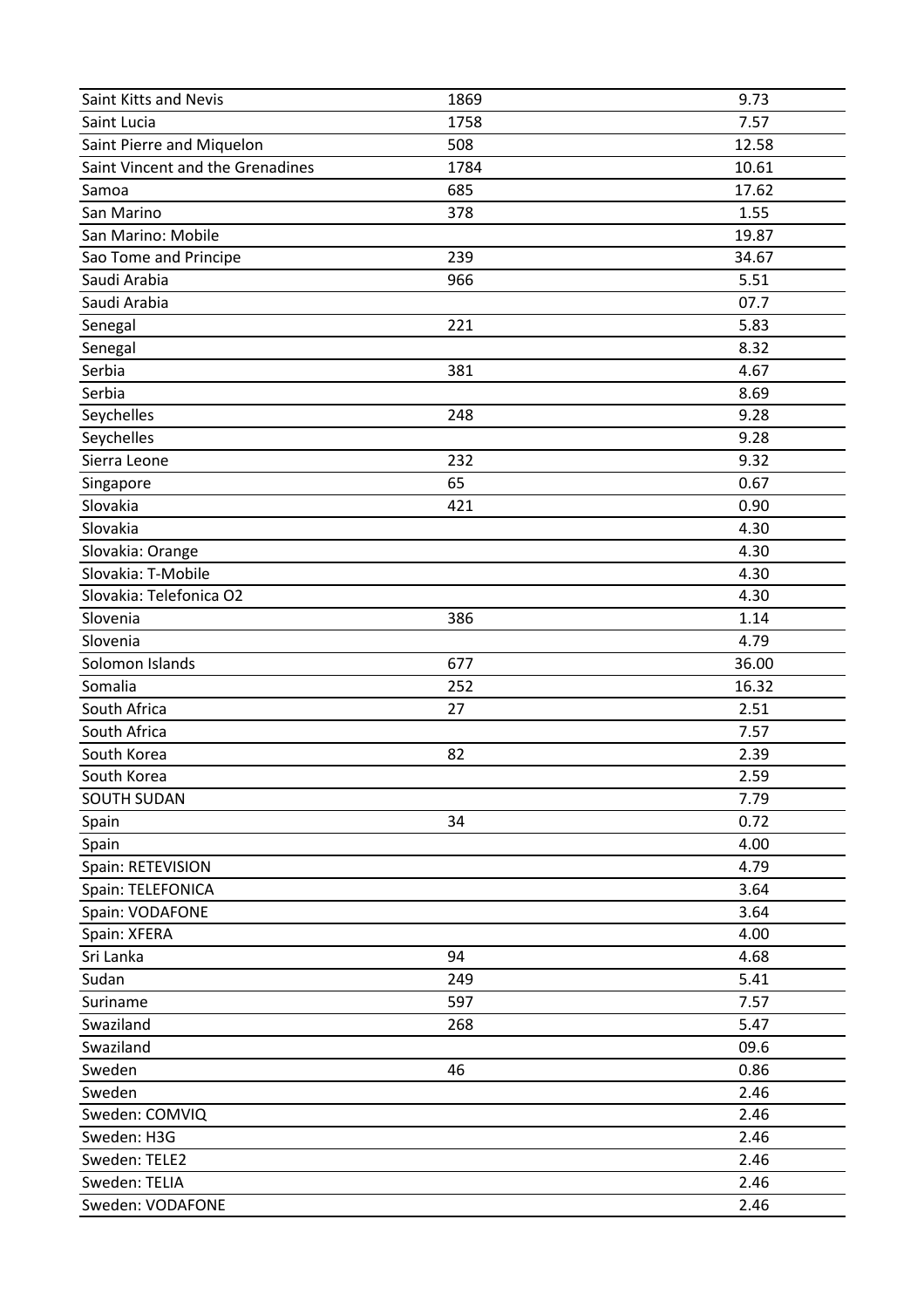| | | |
|---|---|---|
| Saint Kitts and Nevis | 1869 | 9.73 |
| Saint Lucia | 1758 | 7.57 |
| Saint Pierre and Miquelon | 508 | 12.58 |
| Saint Vincent and the Grenadines | 1784 | 10.61 |
| Samoa | 685 | 17.62 |
| San Marino | 378 | 1.55 |
| San Marino: Mobile | | 19.87 |
| Sao Tome and Principe | 239 | 34.67 |
| Saudi Arabia | 966 | 5.51 |
| Saudi Arabia | | 07.7 |
| Senegal | 221 | 5.83 |
| Senegal | | 8.32 |
| Serbia | 381 | 4.67 |
| Serbia | | 8.69 |
| Seychelles | 248 | 9.28 |
| Seychelles | | 9.28 |
| Sierra Leone | 232 | 9.32 |
| Singapore | 65 | 0.67 |
| Slovakia | 421 | 0.90 |
| Slovakia | | 4.30 |
| Slovakia: Orange | | 4.30 |
| Slovakia: T-Mobile | | 4.30 |
| Slovakia: Telefonica O2 | | 4.30 |
| Slovenia | 386 | 1.14 |
| Slovenia | | 4.79 |
| Solomon Islands | 677 | 36.00 |
| Somalia | 252 | 16.32 |
| South Africa | 27 | 2.51 |
| South Africa | | 7.57 |
| South Korea | 82 | 2.39 |
| South Korea | | 2.59 |
| SOUTH SUDAN | | 7.79 |
| Spain | 34 | 0.72 |
| Spain | | 4.00 |
| Spain: RETEVISION | | 4.79 |
| Spain: TELEFONICA | | 3.64 |
| Spain: VODAFONE | | 3.64 |
| Spain: XFERA | | 4.00 |
| Sri Lanka | 94 | 4.68 |
| Sudan | 249 | 5.41 |
| Suriname | 597 | 7.57 |
| Swaziland | 268 | 5.47 |
| Swaziland | | 09.6 |
| Sweden | 46 | 0.86 |
| Sweden | | 2.46 |
| Sweden: COMVIQ | | 2.46 |
| Sweden: H3G | | 2.46 |
| Sweden: TELE2 | | 2.46 |
| Sweden: TELIA | | 2.46 |
| Sweden: VODAFONE | | 2.46 |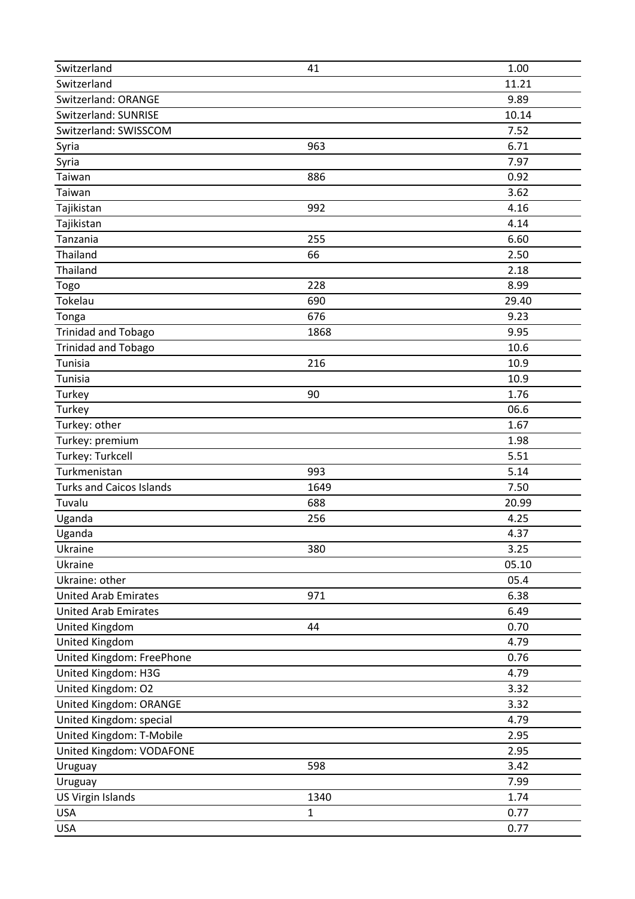| Switzerland | 41 | 1.00 |
|---|---|---|
| Switzerland | | 11.21 |
| Switzerland: ORANGE | | 9.89 |
| Switzerland: SUNRISE | | 10.14 |
| Switzerland: SWISSCOM | | 7.52 |
| Syria | 963 | 6.71 |
| Syria | | 7.97 |
| Taiwan | 886 | 0.92 |
| Taiwan | | 3.62 |
| Tajikistan | 992 | 4.16 |
| Tajikistan | | 4.14 |
| Tanzania | 255 | 6.60 |
| Thailand | 66 | 2.50 |
| Thailand | | 2.18 |
| Togo | 228 | 8.99 |
| Tokelau | 690 | 29.40 |
| Tonga | 676 | 9.23 |
| Trinidad and Tobago | 1868 | 9.95 |
| Trinidad and Tobago | | 10.6 |
| Tunisia | 216 | 10.9 |
| Tunisia | | 10.9 |
| Turkey | 90 | 1.76 |
| Turkey | | 06.6 |
| Turkey: other | | 1.67 |
| Turkey: premium | | 1.98 |
| Turkey: Turkcell | | 5.51 |
| Turkmenistan | 993 | 5.14 |
| Turks and Caicos Islands | 1649 | 7.50 |
| Tuvalu | 688 | 20.99 |
| Uganda | 256 | 4.25 |
| Uganda | | 4.37 |
| Ukraine | 380 | 3.25 |
| Ukraine | | 05.10 |
| Ukraine: other | | 05.4 |
| United Arab Emirates | 971 | 6.38 |
| United Arab Emirates | | 6.49 |
| United Kingdom | 44 | 0.70 |
| United Kingdom | | 4.79 |
| United Kingdom: FreePhone | | 0.76 |
| United Kingdom: H3G | | 4.79 |
| United Kingdom: O2 | | 3.32 |
| United Kingdom: ORANGE | | 3.32 |
| United Kingdom: special | | 4.79 |
| United Kingdom: T-Mobile | | 2.95 |
| United Kingdom: VODAFONE | | 2.95 |
| Uruguay | 598 | 3.42 |
| Uruguay | | 7.99 |
| US Virgin Islands | 1340 | 1.74 |
| USA | 1 | 0.77 |
| USA | | 0.77 |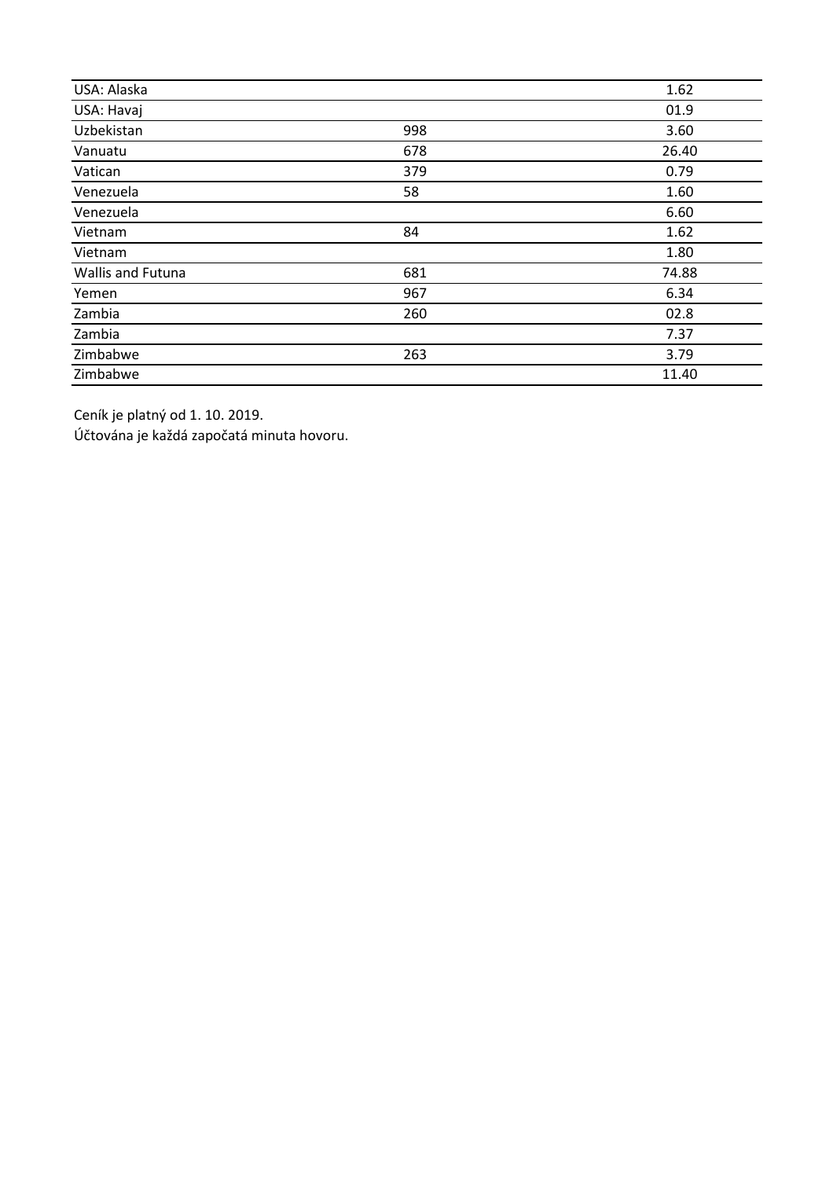| | | |
|---|---|---|
| USA: Alaska | | 1.62 |
| USA: Havaj | | 01.9 |
| Uzbekistan | 998 | 3.60 |
| Vanuatu | 678 | 26.40 |
| Vatican | 379 | 0.79 |
| Venezuela | 58 | 1.60 |
| Venezuela | | 6.60 |
| Vietnam | 84 | 1.62 |
| Vietnam | | 1.80 |
| Wallis and Futuna | 681 | 74.88 |
| Yemen | 967 | 6.34 |
| Zambia | 260 | 02.8 |
| Zambia | | 7.37 |
| Zimbabwe | 263 | 3.79 |
| Zimbabwe | | 11.40 |

Ceník je platný od 1. 10. 2019.
Účtována je každá započatá minuta hovoru.